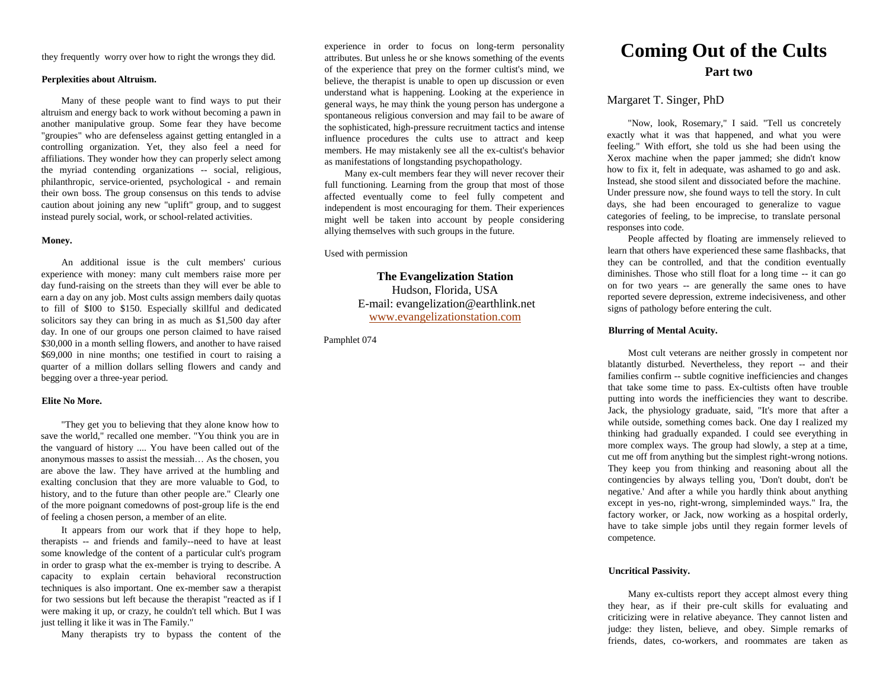they frequently worry over how to right the wrongs they did.

**Perplexities about Altruism.**

Many of these people want to find ways to put their altruism and energy back to work without becoming a pawn in another manipulative group. Some fear they have become "groupies" who are defenseless against getting entangled in a controlling organization. Yet, they also feel a need for affiliations. They wonder how they can properly select among the myriad contending organizations -- social, religious, philanthropic, service-oriented, psychological - and remain their own boss. The group consensus on this tends to advise caution about joining any new "uplift" group, and to suggest instead purely social, work, or school-related activities.

**Money.**

An additional issue is the cult members' curious experience with money: many cult members raise more per day fund-raising on the streets than they will ever be able to earn a day on any job. Most cults assign members daily quotas to fill of $I00 to $150. Especially skillful and dedicated solicitors say they can bring in as much as $1,500 day after day. In one of our groups one person claimed to have raised $30,000 in a month selling flowers, and another to have raised $69,000 in nine months; one testified in court to raising a quarter of a million dollars selling flowers and candy and begging over a three-year period.

**Elite No More.**

"They get you to believing that they alone know how to save the world," recalled one member. "You think you are in the vanguard of history .... You have been called out of the anonymous masses to assist the messiah… As the chosen, you are above the law. They have arrived at the humbling and exalting conclusion that they are more valuable to God, to history, and to the future than other people are." Clearly one of the more poignant comedowns of post-group life is the end of feeling a chosen person, a member of an elite.

It appears from our work that if they hope to help, therapists -- and friends and family--need to have at least some knowledge of the content of a particular cult's program in order to grasp what the ex-member is trying to describe. A capacity to explain certain behavioral reconstruction techniques is also important. One ex-member saw a therapist for two sessions but left because the therapist "reacted as if I were making it up, or crazy, he couldn't tell which. But I was just telling it like it was in The Family."

Many therapists try to bypass the content of the experience in order to focus on long-term personality attributes. But unless he or she knows something of the events of the experience that prey on the former cultist's mind, we believe, the therapist is unable to open up discussion or even understand what is happening. Looking at the experience in general ways, he may think the young person has undergone a spontaneous religious conversion and may fail to be aware of the sophisticated, high-pressure recruitment tactics and intense influence procedures the cults use to attract and keep members. He may mistakenly see all the ex-cultist's behavior as manifestations of longstanding psychopathology.

Many ex-cult members fear they will never recover their full functioning. Learning from the group that most of those affected eventually come to feel fully competent and independent is most encouraging for them. Their experiences might well be taken into account by people considering allying themselves with such groups in the future.

Used with permission

**The Evangelization Station**
Hudson, Florida, USA
E-mail: evangelization@earthlink.net
www.evangelizationstation.com

Pamphlet 074

# Coming Out of the Cults

## Part two

Margaret T. Singer, PhD

"Now, look, Rosemary," I said. "Tell us concretely exactly what it was that happened, and what you were feeling." With effort, she told us she had been using the Xerox machine when the paper jammed; she didn't know how to fix it, felt in adequate, was ashamed to go and ask. Instead, she stood silent and dissociated before the machine. Under pressure now, she found ways to tell the story. In cult days, she had been encouraged to generalize to vague categories of feeling, to be imprecise, to translate personal responses into code.

People affected by floating are immensely relieved to learn that others have experienced these same flashbacks, that they can be controlled, and that the condition eventually diminishes. Those who still float for a long time -- it can go on for two years -- are generally the same ones to have reported severe depression, extreme indecisiveness, and other signs of pathology before entering the cult.

**Blurring of Mental Acuity.**

Most cult veterans are neither grossly in competent nor blatantly disturbed. Nevertheless, they report -- and their families confirm -- subtle cognitive inefficiencies and changes that take some time to pass. Ex-cultists often have trouble putting into words the inefficiencies they want to describe. Jack, the physiology graduate, said, "It's more that after a while outside, something comes back. One day I realized my thinking had gradually expanded. I could see everything in more complex ways. The group had slowly, a step at a time, cut me off from anything but the simplest right-wrong notions. They keep you from thinking and reasoning about all the contingencies by always telling you, 'Don't doubt, don't be negative.' And after a while you hardly think about anything except in yes-no, right-wrong, simpleminded ways." Ira, the factory worker, or Jack, now working as a hospital orderly, have to take simple jobs until they regain former levels of competence.

**Uncritical Passivity.**

Many ex-cultists report they accept almost every thing they hear, as if their pre-cult skills for evaluating and criticizing were in relative abeyance. They cannot listen and judge: they listen, believe, and obey. Simple remarks of friends, dates, co-workers, and roommates are taken as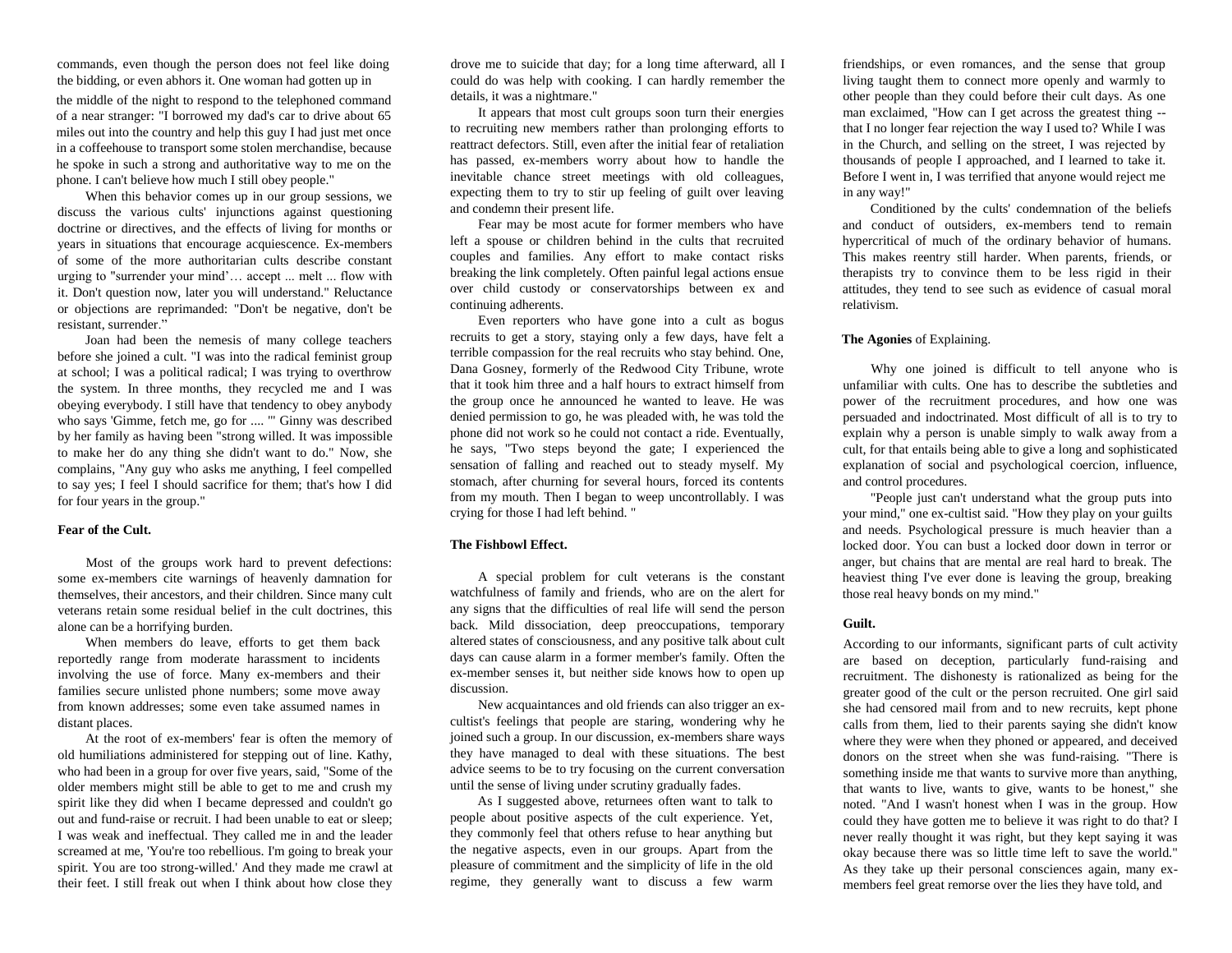commands, even though the person does not feel like doing the bidding, or even abhors it. One woman had gotten up in the middle of the night to respond to the telephoned command of a near stranger: "I borrowed my dad's car to drive about 65 miles out into the country and help this guy I had just met once in a coffeehouse to transport some stolen merchandise, because he spoke in such a strong and authoritative way to me on the phone. I can't believe how much I still obey people."

When this behavior comes up in our group sessions, we discuss the various cults' injunctions against questioning doctrine or directives, and the effects of living for months or years in situations that encourage acquiescence. Ex-members of some of the more authoritarian cults describe constant urging to "surrender your mind'… accept ... melt ... flow with it. Don't question now, later you will understand." Reluctance or objections are reprimanded: "Don't be negative, don't be resistant, surrender."

Joan had been the nemesis of many college teachers before she joined a cult. "I was into the radical feminist group at school; I was a political radical; I was trying to overthrow the system. In three months, they recycled me and I was obeying everybody. I still have that tendency to obey anybody who says 'Gimme, fetch me, go for .... '" Ginny was described by her family as having been "strong willed. It was impossible to make her do any thing she didn't want to do." Now, she complains, "Any guy who asks me anything, I feel compelled to say yes; I feel I should sacrifice for them; that's how I did for four years in the group."

**Fear of the Cult.**

Most of the groups work hard to prevent defections: some ex-members cite warnings of heavenly damnation for themselves, their ancestors, and their children. Since many cult veterans retain some residual belief in the cult doctrines, this alone can be a horrifying burden.

When members do leave, efforts to get them back reportedly range from moderate harassment to incidents involving the use of force. Many ex-members and their families secure unlisted phone numbers; some move away from known addresses; some even take assumed names in distant places.

At the root of ex-members' fear is often the memory of old humiliations administered for stepping out of line. Kathy, who had been in a group for over five years, said, "Some of the older members might still be able to get to me and crush my spirit like they did when I became depressed and couldn't go out and fund-raise or recruit. I had been unable to eat or sleep; I was weak and ineffectual. They called me in and the leader screamed at me, 'You're too rebellious. I'm going to break your spirit. You are too strong-willed.' And they made me crawl at their feet. I still freak out when I think about how close they drove me to suicide that day; for a long time afterward, all I could do was help with cooking. I can hardly remember the details, it was a nightmare."

It appears that most cult groups soon turn their energies to recruiting new members rather than prolonging efforts to reattract defectors. Still, even after the initial fear of retaliation has passed, ex-members worry about how to handle the inevitable chance street meetings with old colleagues, expecting them to try to stir up feeling of guilt over leaving and condemn their present life.

Fear may be most acute for former members who have left a spouse or children behind in the cults that recruited couples and families. Any effort to make contact risks breaking the link completely. Often painful legal actions ensue over child custody or conservatorships between ex and continuing adherents.

Even reporters who have gone into a cult as bogus recruits to get a story, staying only a few days, have felt a terrible compassion for the real recruits who stay behind. One, Dana Gosney, formerly of the Redwood City Tribune, wrote that it took him three and a half hours to extract himself from the group once he announced he wanted to leave. He was denied permission to go, he was pleaded with, he was told the phone did not work so he could not contact a ride. Eventually, he says, "Two steps beyond the gate; I experienced the sensation of falling and reached out to steady myself. My stomach, after churning for several hours, forced its contents from my mouth. Then I began to weep uncontrollably. I was crying for those I had left behind. "

**The Fishbowl Effect.**

A special problem for cult veterans is the constant watchfulness of family and friends, who are on the alert for any signs that the difficulties of real life will send the person back. Mild dissociation, deep preoccupations, temporary altered states of consciousness, and any positive talk about cult days can cause alarm in a former member's family. Often the ex-member senses it, but neither side knows how to open up discussion.

New acquaintances and old friends can also trigger an ex-cultist's feelings that people are staring, wondering why he joined such a group. In our discussion, ex-members share ways they have managed to deal with these situations. The best advice seems to be to try focusing on the current conversation until the sense of living under scrutiny gradually fades.

As I suggested above, returnees often want to talk to people about positive aspects of the cult experience. Yet, they commonly feel that others refuse to hear anything but the negative aspects, even in our groups. Apart from the pleasure of commitment and the simplicity of life in the old regime, they generally want to discuss a few warm friendships, or even romances, and the sense that group living taught them to connect more openly and warmly to other people than they could before their cult days. As one man exclaimed, "How can I get across the greatest thing -- that I no longer fear rejection the way I used to? While I was in the Church, and selling on the street, I was rejected by thousands of people I approached, and I learned to take it. Before I went in, I was terrified that anyone would reject me in any way!"

Conditioned by the cults' condemnation of the beliefs and conduct of outsiders, ex-members tend to remain hypercritical of much of the ordinary behavior of humans. This makes reentry still harder. When parents, friends, or therapists try to convince them to be less rigid in their attitudes, they tend to see such as evidence of casual moral relativism.

**The Agonies** of Explaining.

Why one joined is difficult to tell anyone who is unfamiliar with cults. One has to describe the subtleties and power of the recruitment procedures, and how one was persuaded and indoctrinated. Most difficult of all is to try to explain why a person is unable simply to walk away from a cult, for that entails being able to give a long and sophisticated explanation of social and psychological coercion, influence, and control procedures.

"People just can't understand what the group puts into your mind," one ex-cultist said. "How they play on your guilts and needs. Psychological pressure is much heavier than a locked door. You can bust a locked door down in terror or anger, but chains that are mental are real hard to break. The heaviest thing I've ever done is leaving the group, breaking those real heavy bonds on my mind."

**Guilt.**

According to our informants, significant parts of cult activity are based on deception, particularly fund-raising and recruitment. The dishonesty is rationalized as being for the greater good of the cult or the person recruited. One girl said she had censored mail from and to new recruits, kept phone calls from them, lied to their parents saying she didn't know where they were when they phoned or appeared, and deceived donors on the street when she was fund-raising. "There is something inside me that wants to survive more than anything, that wants to live, wants to give, wants to be honest," she noted. "And I wasn't honest when I was in the group. How could they have gotten me to believe it was right to do that? I never really thought it was right, but they kept saying it was okay because there was so little time left to save the world." As they take up their personal consciences again, many ex-members feel great remorse over the lies they have told, and